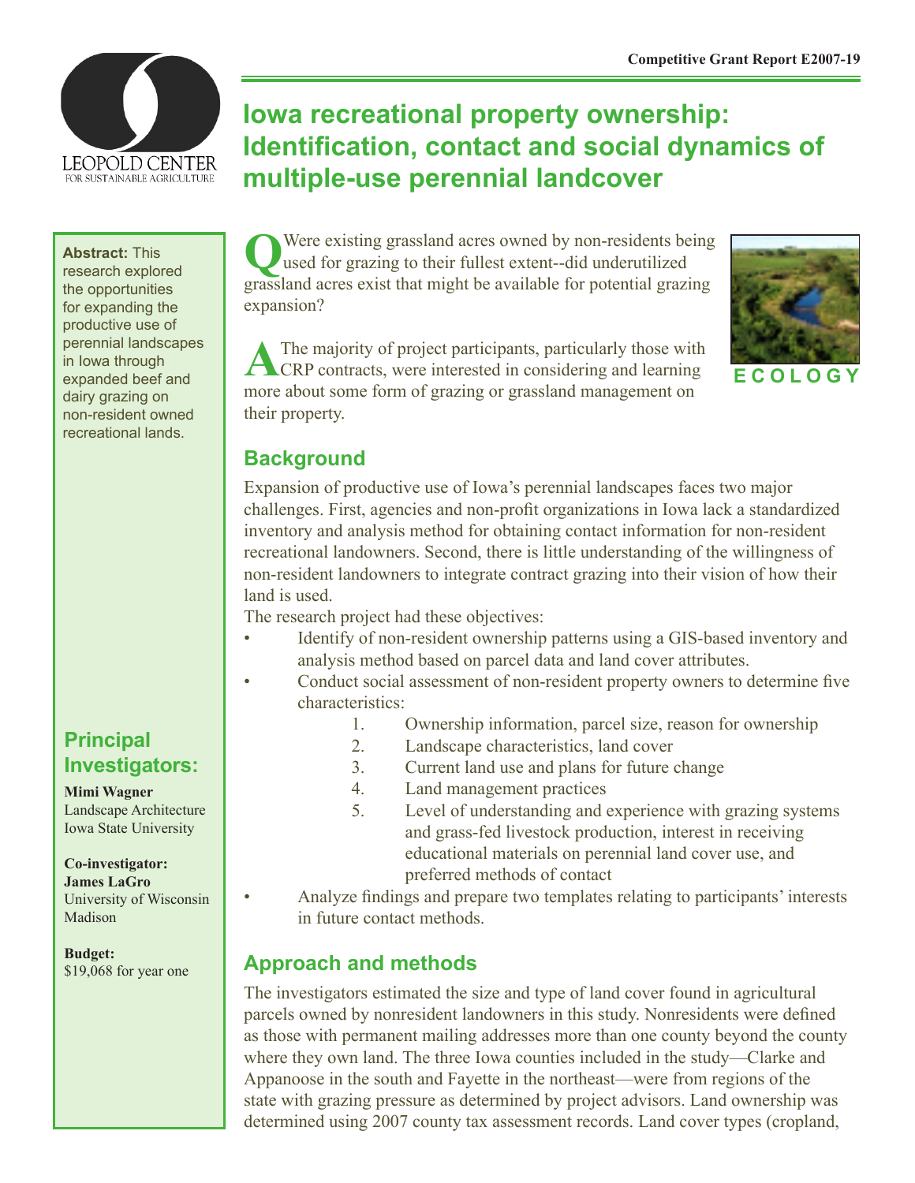Competitive Grant Report E2007-19

# Iowa recreational property ownership: Identification, contact and social dynamics of multiple-use perennial landcover

**Abstract:** This research explored the opportunities for expanding the productive use of perennial landscapes in Iowa through expanded beef and dairy grazing on non-resident owned recreational lands.

**Q** Were existing grassland acres owned by non-residents being used for grazing to their fullest extent--did underutilized grassland acres exist that might be available for potential grazing expansion?

**A** The majority of project participants, particularly those with CRP contracts, were interested in considering and learning more about some form of grazing or grassland management on their property.

ECOLOGY

## Background

Expansion of productive use of Iowa's perennial landscapes faces two major challenges. First, agencies and non-profit organizations in Iowa lack a standardized inventory and analysis method for obtaining contact information for non-resident recreational landowners. Second, there is little understanding of the willingness of non-resident landowners to integrate contract grazing into their vision of how their land is used.

The research project had these objectives:

- Identify of non-resident ownership patterns using a GIS-based inventory and analysis method based on parcel data and land cover attributes.
- Conduct social assessment of non-resident property owners to determine five characteristics:
    1. Ownership information, parcel size, reason for ownership
    2. Landscape characteristics, land cover
    3. Current land use and plans for future change
    4. Land management practices
    5. Level of understanding and experience with grazing systems and grass-fed livestock production, interest in receiving educational materials on perennial land cover use, and preferred methods of contact
- Analyze findings and prepare two templates relating to participants' interests in future contact methods.

## Principal Investigators:

**Mimi Wagner**
Landscape Architecture
Iowa State University

**Co-investigator:**
**James LaGro**
University of Wisconsin Madison

**Budget:**
$19,068 for year one

## Approach and methods

The investigators estimated the size and type of land cover found in agricultural parcels owned by nonresident landowners in this study. Nonresidents were defined as those with permanent mailing addresses more than one county beyond the county where they own land. The three Iowa counties included in the study—Clarke and Appanoose in the south and Fayette in the northeast—were from regions of the state with grazing pressure as determined by project advisors. Land ownership was determined using 2007 county tax assessment records. Land cover types (cropland,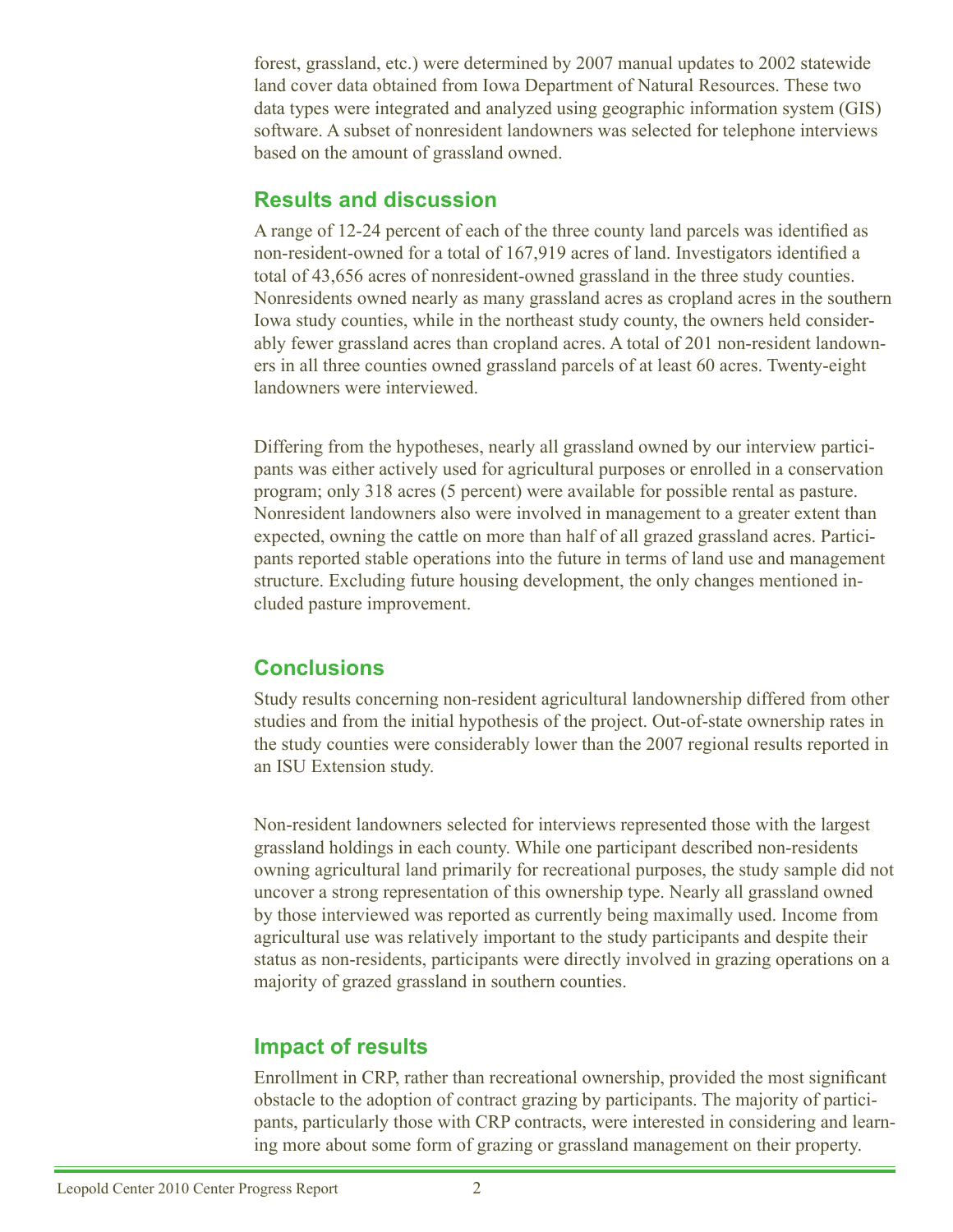forest, grassland, etc.) were determined by 2007 manual updates to 2002 statewide land cover data obtained from Iowa Department of Natural Resources. These two data types were integrated and analyzed using geographic information system (GIS) software. A subset of nonresident landowners was selected for telephone interviews based on the amount of grassland owned.

## Results and discussion

A range of 12-24 percent of each of the three county land parcels was identified as non-resident-owned for a total of 167,919 acres of land. Investigators identified a total of 43,656 acres of nonresident-owned grassland in the three study counties. Nonresidents owned nearly as many grassland acres as cropland acres in the southern Iowa study counties, while in the northeast study county, the owners held considerably fewer grassland acres than cropland acres. A total of 201 non-resident landowners in all three counties owned grassland parcels of at least 60 acres. Twenty-eight landowners were interviewed.

Differing from the hypotheses, nearly all grassland owned by our interview participants was either actively used for agricultural purposes or enrolled in a conservation program; only 318 acres (5 percent) were available for possible rental as pasture. Nonresident landowners also were involved in management to a greater extent than expected, owning the cattle on more than half of all grazed grassland acres. Participants reported stable operations into the future in terms of land use and management structure. Excluding future housing development, the only changes mentioned included pasture improvement.

## Conclusions

Study results concerning non-resident agricultural landownership differed from other studies and from the initial hypothesis of the project. Out-of-state ownership rates in the study counties were considerably lower than the 2007 regional results reported in an ISU Extension study.

Non-resident landowners selected for interviews represented those with the largest grassland holdings in each county. While one participant described non-residents owning agricultural land primarily for recreational purposes, the study sample did not uncover a strong representation of this ownership type. Nearly all grassland owned by those interviewed was reported as currently being maximally used. Income from agricultural use was relatively important to the study participants and despite their status as non-residents, participants were directly involved in grazing operations on a majority of grazed grassland in southern counties.

## Impact of results

Enrollment in CRP, rather than recreational ownership, provided the most significant obstacle to the adoption of contract grazing by participants. The majority of participants, particularly those with CRP contracts, were interested in considering and learning more about some form of grazing or grassland management on their property.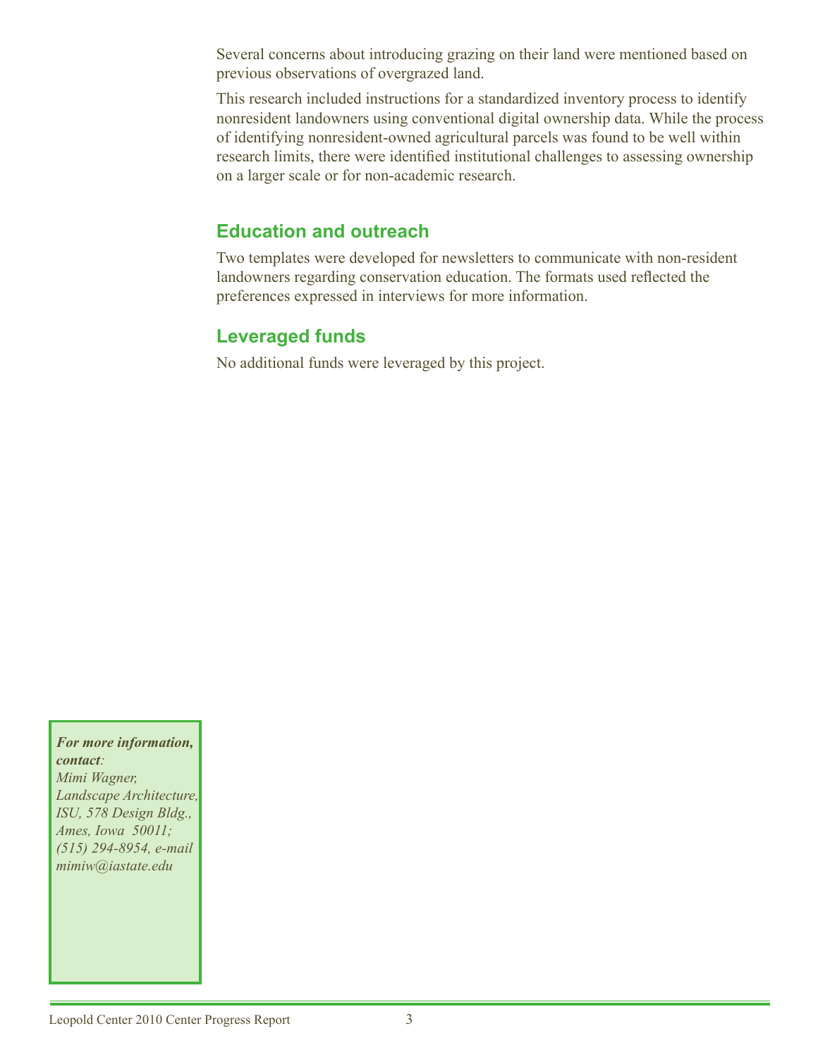Several concerns about introducing grazing on their land were mentioned based on previous observations of overgrazed land.

This research included instructions for a standardized inventory process to identify nonresident landowners using conventional digital ownership data. While the process of identifying nonresident-owned agricultural parcels was found to be well within research limits, there were identified institutional challenges to assessing ownership on a larger scale or for non-academic research.

## Education and outreach

Two templates were developed for newsletters to communicate with non-resident landowners regarding conservation education. The formats used reflected the preferences expressed in interviews for more information.

## Leveraged funds

No additional funds were leveraged by this project.

***For more information, contact**:*
*Mimi Wagner, Landscape Architecture, ISU, 578 Design Bldg., Ames, Iowa 50011; (515) 294-8954, e-mail mimiw@iastate.edu*